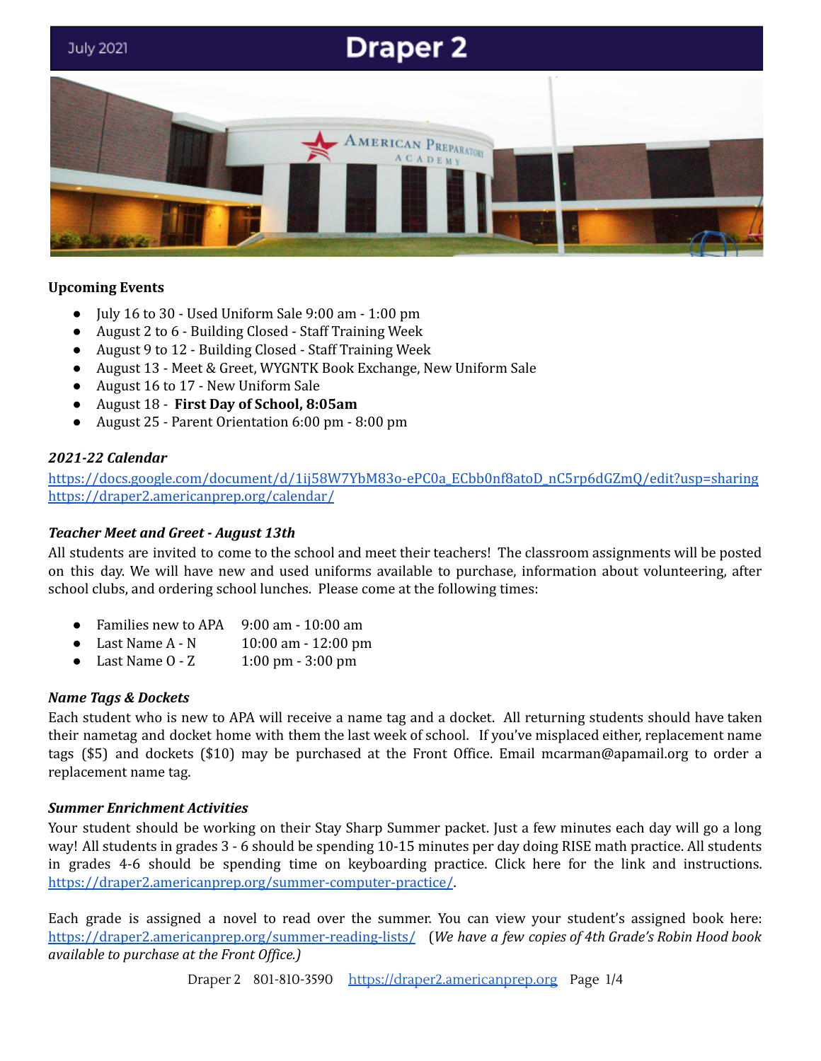July 2021

# Draper 2

**Upcoming Events**

- July 16 to 30 - Used Uniform Sale 9:00 am - 1:00 pm
- August 2 to 6 - Building Closed - Staff Training Week
- August 9 to 12 - Building Closed - Staff Training Week
- August 13 - Meet & Greet, WYGNTK Book Exchange, New Uniform Sale
- August 16 to 17 - New Uniform Sale
- August 18 - **First Day of School, 8:05am**
- August 25 - Parent Orientation 6:00 pm - 8:00 pm

***2021-22 Calendar***

https://docs.google.com/document/d/1ij58W7YbM83o-ePC0a_ECbb0nf8atoD_nC5rp6dGZmQ/edit?usp=sharing
https://draper2.americanprep.org/calendar/

***Teacher Meet and Greet - August 13th***

All students are invited to come to the school and meet their teachers! The classroom assignments will be posted on this day. We will have new and used uniforms available to purchase, information about volunteering, after school clubs, and ordering school lunches. Please come at the following times:

- Families new to APA 9:00 am - 10:00 am
- Last Name A - N 10:00 am - 12:00 pm
- Last Name O - Z 1:00 pm - 3:00 pm

***Name Tags & Dockets***

Each student who is new to APA will receive a name tag and a docket. All returning students should have taken their nametag and docket home with them the last week of school. If you've misplaced either, replacement name tags ($5) and dockets ($10) may be purchased at the Front Office. Email mcarman@apamail.org to order a replacement name tag.

***Summer Enrichment Activities***

Your student should be working on their Stay Sharp Summer packet. Just a few minutes each day will go a long way! All students in grades 3 - 6 should be spending 10-15 minutes per day doing RISE math practice. All students in grades 4-6 should be spending time on keyboarding practice. Click here for the link and instructions. https://draper2.americanprep.org/summer-computer-practice/.

Each grade is assigned a novel to read over the summer. You can view your student's assigned book here: https://draper2.americanprep.org/summer-reading-lists/ (*We have a few copies of 4th Grade's Robin Hood book available to purchase at the Front Office.)*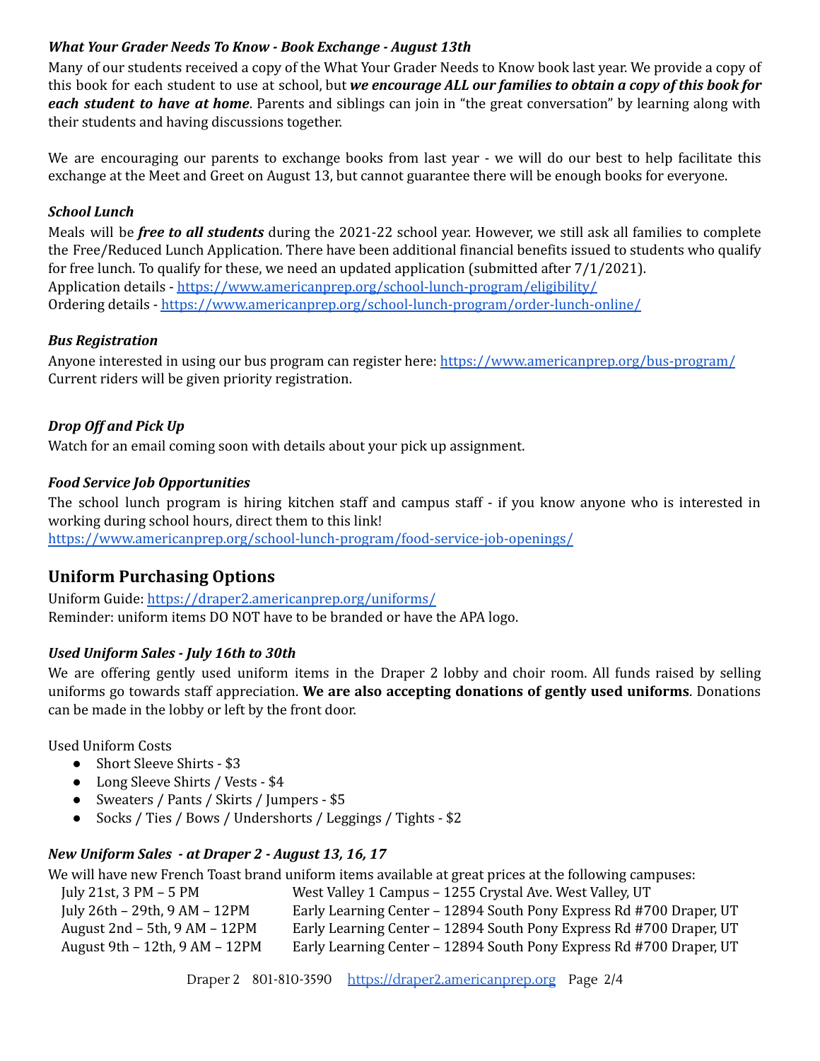### *What Your Grader Needs To Know - Book Exchange - August 13th*

Many of our students received a copy of the What Your Grader Needs to Know book last year. We provide a copy of this book for each student to use at school, but ***we encourage ALL our families to obtain a copy of this book for each student to have at home***. Parents and siblings can join in "the great conversation" by learning along with their students and having discussions together.

We are encouraging our parents to exchange books from last year - we will do our best to help facilitate this exchange at the Meet and Greet on August 13, but cannot guarantee there will be enough books for everyone.

### *School Lunch*

Meals will be ***free to all students*** during the 2021-22 school year. However, we still ask all families to complete the Free/Reduced Lunch Application. There have been additional financial benefits issued to students who qualify for free lunch. To qualify for these, we need an updated application (submitted after 7/1/2021).
Application details - https://www.americanprep.org/school-lunch-program/eligibility/
Ordering details - https://www.americanprep.org/school-lunch-program/order-lunch-online/

### *Bus Registration*

Anyone interested in using our bus program can register here: https://www.americanprep.org/bus-program/
Current riders will be given priority registration.

### *Drop Off and Pick Up*

Watch for an email coming soon with details about your pick up assignment.

### *Food Service Job Opportunities*

The school lunch program is hiring kitchen staff and campus staff - if you know anyone who is interested in working during school hours, direct them to this link!
https://www.americanprep.org/school-lunch-program/food-service-job-openings/

## Uniform Purchasing Options

Uniform Guide: https://draper2.americanprep.org/uniforms/
Reminder: uniform items DO NOT have to be branded or have the APA logo.

### *Used Uniform Sales - July 16th to 30th*

We are offering gently used uniform items in the Draper 2 lobby and choir room. All funds raised by selling uniforms go towards staff appreciation. **We are also accepting donations of gently used uniforms**. Donations can be made in the lobby or left by the front door.

Used Uniform Costs

- Short Sleeve Shirts - $3
- Long Sleeve Shirts / Vests - $4
- Sweaters / Pants / Skirts / Jumpers - $5
- Socks / Ties / Bows / Undershorts / Leggings / Tights - $2

### *New Uniform Sales - at Draper 2 - August 13, 16, 17*

We will have new French Toast brand uniform items available at great prices at the following campuses:

| | |
|---|---|
| July 21st, 3 PM – 5 PM | West Valley 1 Campus – 1255 Crystal Ave. West Valley, UT |
| July 26th – 29th, 9 AM – 12PM | Early Learning Center – 12894 South Pony Express Rd #700 Draper, UT |
| August 2nd – 5th, 9 AM – 12PM | Early Learning Center – 12894 South Pony Express Rd #700 Draper, UT |
| August 9th – 12th, 9 AM – 12PM | Early Learning Center – 12894 South Pony Express Rd #700 Draper, UT |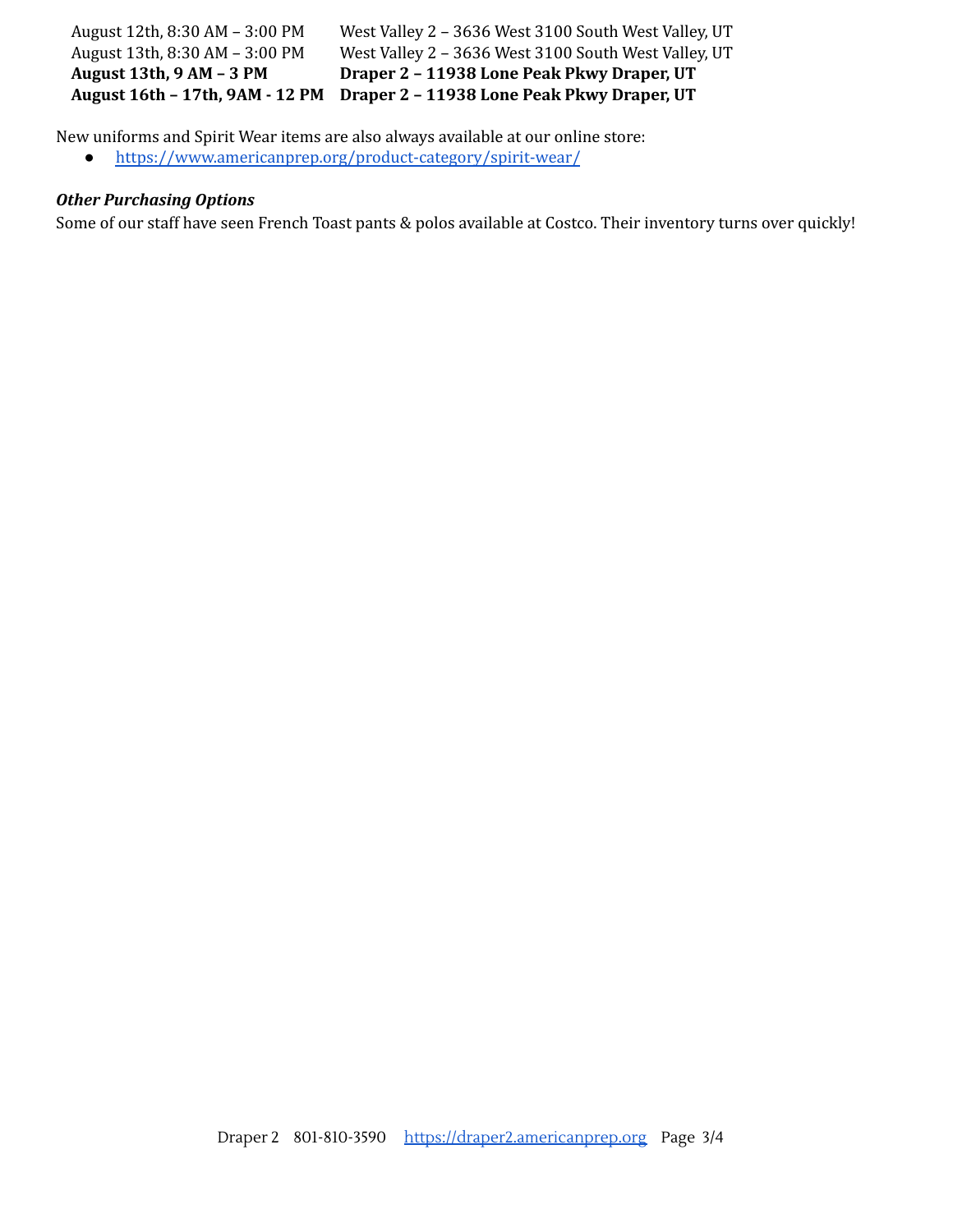| | |
|---|---|
| August 12th, 8:30 AM – 3:00 PM | West Valley 2 – 3636 West 3100 South West Valley, UT |
| August 13th, 8:30 AM – 3:00 PM | West Valley 2 – 3636 West 3100 South West Valley, UT |
| **August 13th, 9 AM – 3 PM** | **Draper 2 – 11938 Lone Peak Pkwy Draper, UT** |
| **August 16th – 17th, 9AM - 12 PM** | **Draper 2 – 11938 Lone Peak Pkwy Draper, UT** |

New uniforms and Spirit Wear items are also always available at our online store:

- https://www.americanprep.org/product-category/spirit-wear/

***Other Purchasing Options***

Some of our staff have seen French Toast pants & polos available at Costco. Their inventory turns over quickly!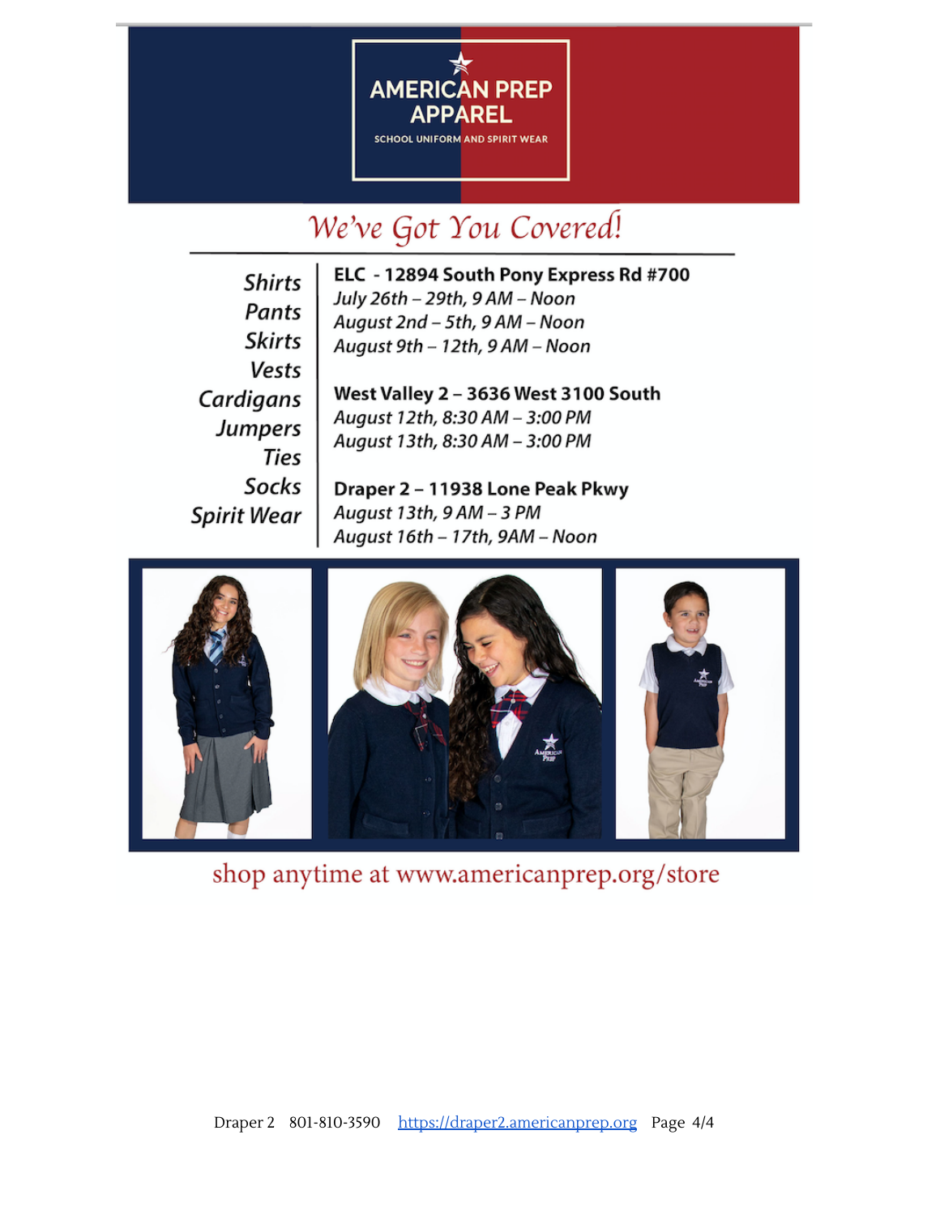# AMERICAN PREP APPAREL

SCHOOL UNIFORM AND SPIRIT WEAR

## *We've Got You Covered!*

*Shirts*
*Pants*
*Skirts*
*Vests*
*Cardigans*
*Jumpers*
*Ties*
*Socks*
*Spirit Wear*

**ELC - 12894 South Pony Express Rd #700**
*July 26th – 29th, 9 AM – Noon*
*August 2nd – 5th, 9 AM – Noon*
*August 9th – 12th, 9 AM – Noon*

**West Valley 2 – 3636 West 3100 South**
*August 12th, 8:30 AM – 3:00 PM*
*August 13th, 8:30 AM – 3:00 PM*

**Draper 2 – 11938 Lone Peak Pkwy**
*August 13th, 9 AM – 3 PM*
*August 16th – 17th, 9AM – Noon*

shop anytime at www.americanprep.org/store